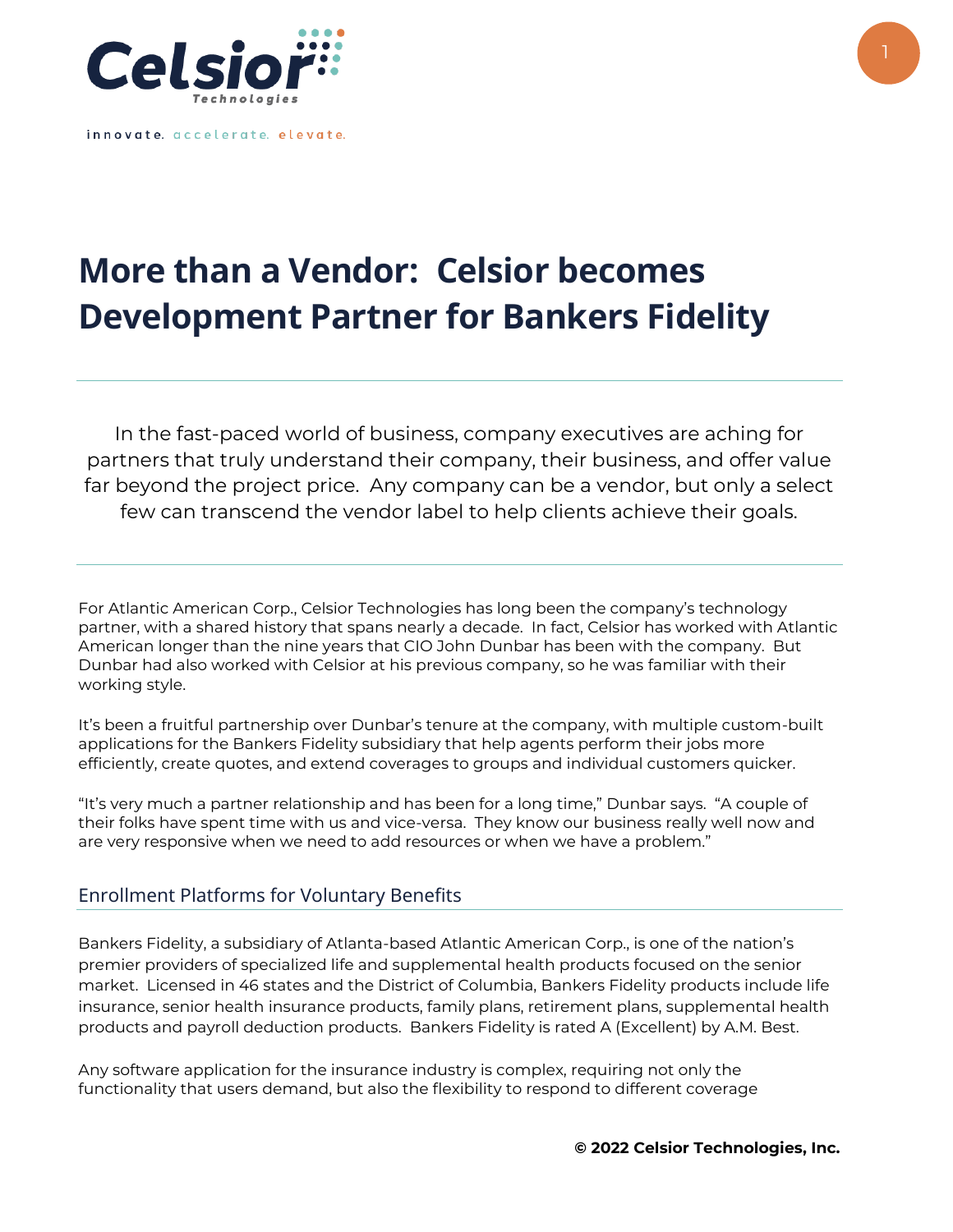Celsior Technologies

innovate. accelerate. elevate.

# More than a Vendor: Celsior becomes Development Partner for Bankers Fidelity

In the fast-paced world of business, company executives are aching for partners that truly understand their company, their business, and offer value far beyond the project price. Any company can be a vendor, but only a select few can transcend the vendor label to help clients achieve their goals.

For Atlantic American Corp., Celsior Technologies has long been the company's technology partner, with a shared history that spans nearly a decade. In fact, Celsior has worked with Atlantic American longer than the nine years that CIO John Dunbar has been with the company. But Dunbar had also worked with Celsior at his previous company, so he was familiar with their working style.

It's been a fruitful partnership over Dunbar's tenure at the company, with multiple custom-built applications for the Bankers Fidelity subsidiary that help agents perform their jobs more efficiently, create quotes, and extend coverages to groups and individual customers quicker.

"It's very much a partner relationship and has been for a long time," Dunbar says. "A couple of their folks have spent time with us and vice-versa. They know our business really well now and are very responsive when we need to add resources or when we have a problem."

## Enrollment Platforms for Voluntary Benefits

Bankers Fidelity, a subsidiary of Atlanta-based Atlantic American Corp., is one of the nation's premier providers of specialized life and supplemental health products focused on the senior market. Licensed in 46 states and the District of Columbia, Bankers Fidelity products include life insurance, senior health insurance products, family plans, retirement plans, supplemental health products and payroll deduction products. Bankers Fidelity is rated A (Excellent) by A.M. Best.

Any software application for the insurance industry is complex, requiring not only the functionality that users demand, but also the flexibility to respond to different coverage

**© 2022 Celsior Technologies, Inc.**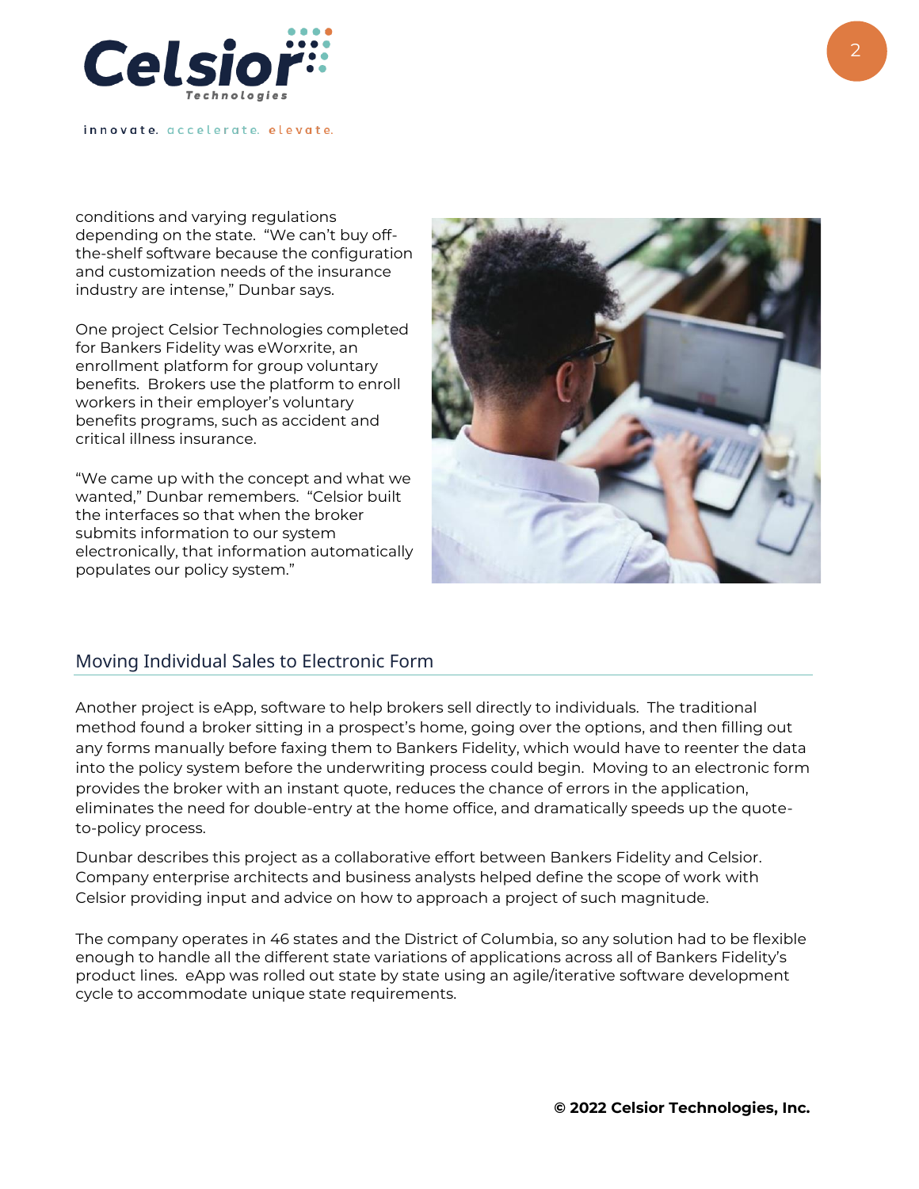conditions and varying regulations depending on the state. “We can’t buy off-the-shelf software because the configuration and customization needs of the insurance industry are intense,” Dunbar says.

One project Celsior Technologies completed for Bankers Fidelity was eWorxrite, an enrollment platform for group voluntary benefits. Brokers use the platform to enroll workers in their employer’s voluntary benefits programs, such as accident and critical illness insurance.

“We came up with the concept and what we wanted,” Dunbar remembers. “Celsior built the interfaces so that when the broker submits information to our system electronically, that information automatically populates our policy system.”

## Moving Individual Sales to Electronic Form

Another project is eApp, software to help brokers sell directly to individuals. The traditional method found a broker sitting in a prospect’s home, going over the options, and then filling out any forms manually before faxing them to Bankers Fidelity, which would have to reenter the data into the policy system before the underwriting process could begin. Moving to an electronic form provides the broker with an instant quote, reduces the chance of errors in the application, eliminates the need for double-entry at the home office, and dramatically speeds up the quote-to-policy process.

Dunbar describes this project as a collaborative effort between Bankers Fidelity and Celsior. Company enterprise architects and business analysts helped define the scope of work with Celsior providing input and advice on how to approach a project of such magnitude.

The company operates in 46 states and the District of Columbia, so any solution had to be flexible enough to handle all the different state variations of applications across all of Bankers Fidelity’s product lines. eApp was rolled out state by state using an agile/iterative software development cycle to accommodate unique state requirements.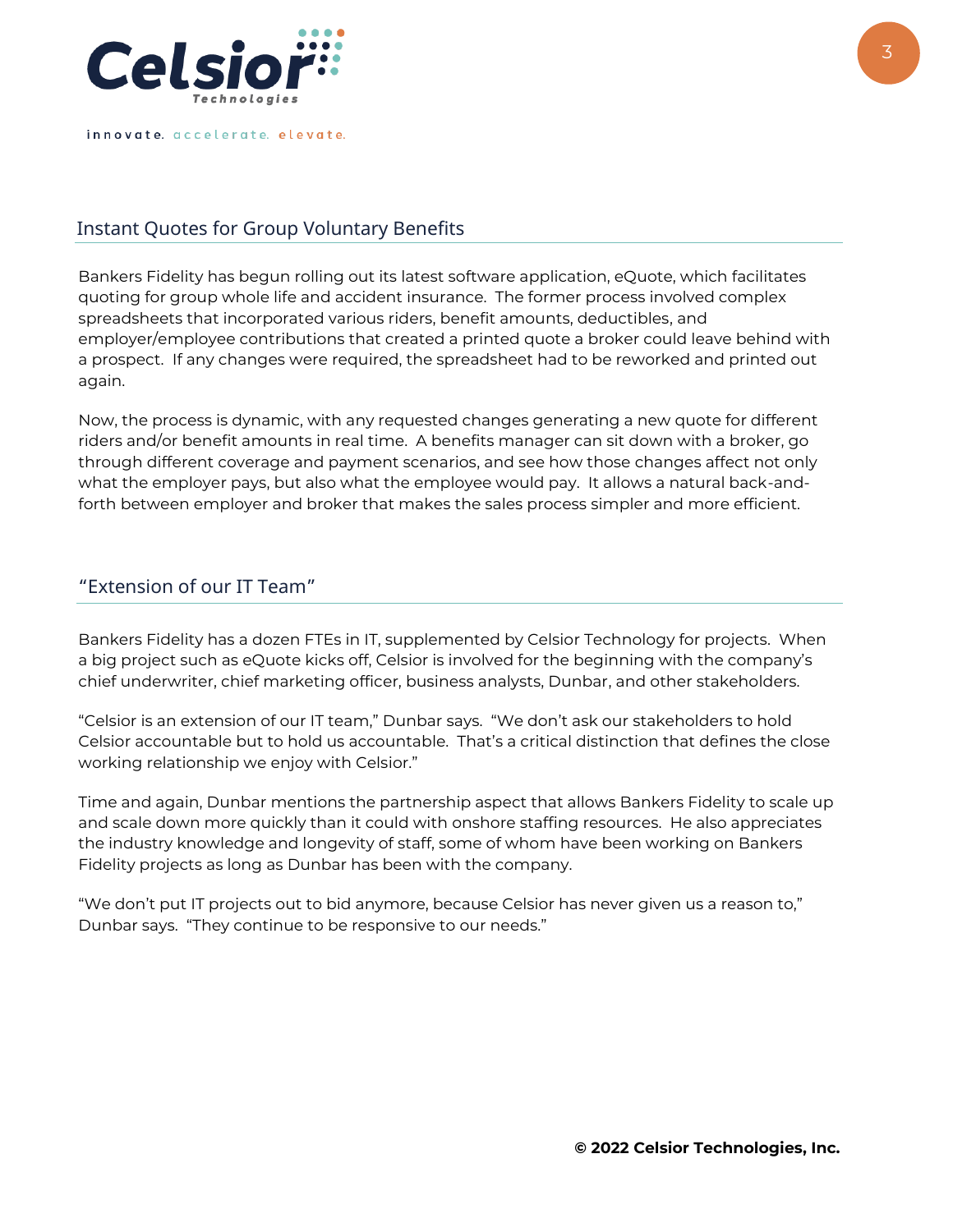## Instant Quotes for Group Voluntary Benefits

Bankers Fidelity has begun rolling out its latest software application, eQuote, which facilitates quoting for group whole life and accident insurance. The former process involved complex spreadsheets that incorporated various riders, benefit amounts, deductibles, and employer/employee contributions that created a printed quote a broker could leave behind with a prospect. If any changes were required, the spreadsheet had to be reworked and printed out again.

Now, the process is dynamic, with any requested changes generating a new quote for different riders and/or benefit amounts in real time. A benefits manager can sit down with a broker, go through different coverage and payment scenarios, and see how those changes affect not only what the employer pays, but also what the employee would pay. It allows a natural back-and-forth between employer and broker that makes the sales process simpler and more efficient.

## "Extension of our IT Team"

Bankers Fidelity has a dozen FTEs in IT, supplemented by Celsior Technology for projects. When a big project such as eQuote kicks off, Celsior is involved for the beginning with the company's chief underwriter, chief marketing officer, business analysts, Dunbar, and other stakeholders.

"Celsior is an extension of our IT team," Dunbar says. "We don't ask our stakeholders to hold Celsior accountable but to hold us accountable. That's a critical distinction that defines the close working relationship we enjoy with Celsior."

Time and again, Dunbar mentions the partnership aspect that allows Bankers Fidelity to scale up and scale down more quickly than it could with onshore staffing resources. He also appreciates the industry knowledge and longevity of staff, some of whom have been working on Bankers Fidelity projects as long as Dunbar has been with the company.

"We don't put IT projects out to bid anymore, because Celsior has never given us a reason to," Dunbar says. "They continue to be responsive to our needs."

**© 2022 Celsior Technologies, Inc.**